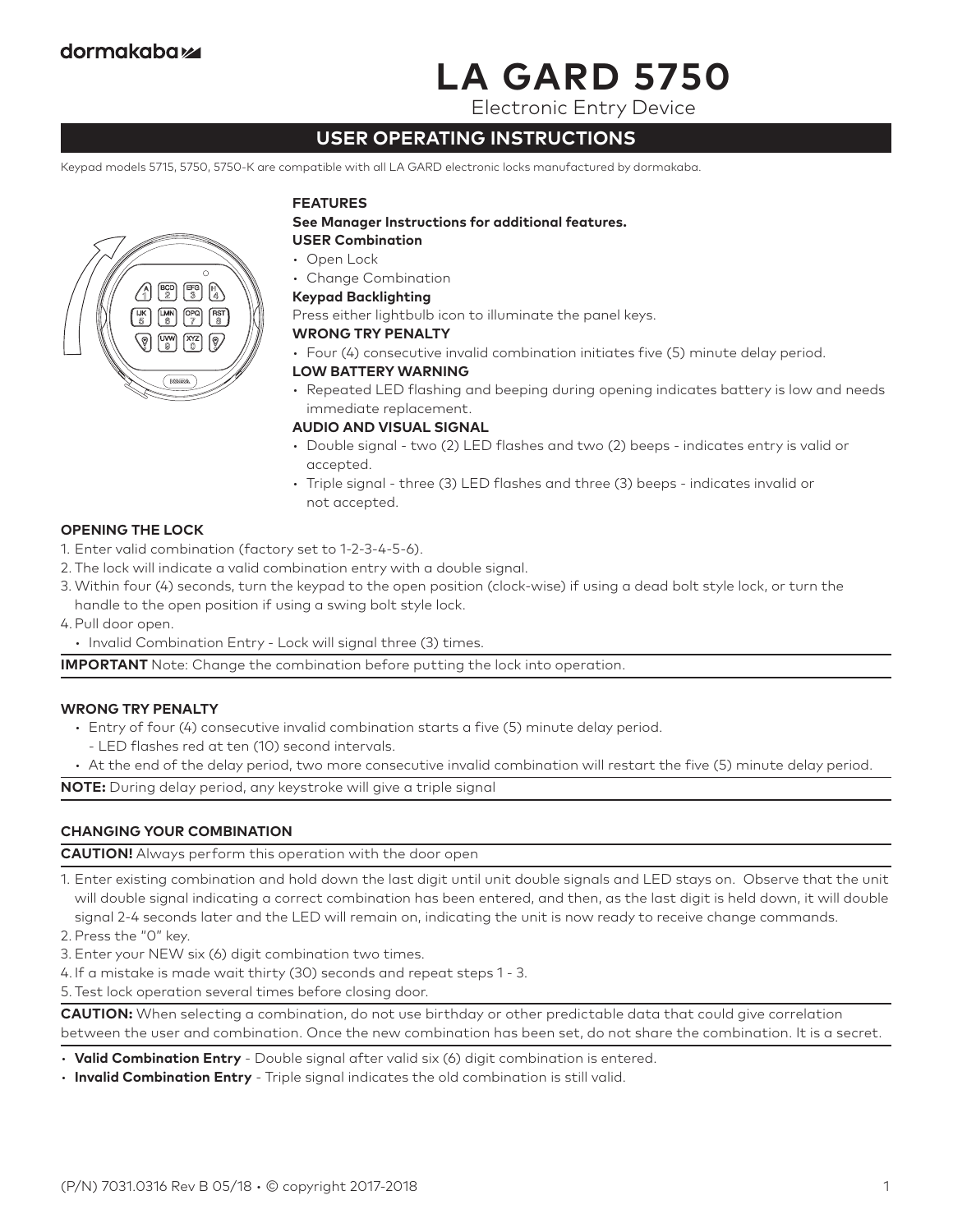dormakaba

# LA GARD 5750

Electronic Entry Device

## USER OPERATING INSTRUCTIONS

Keypad models 5715, 5750, 5750-K are compatible with all LA GARD electronic locks manufactured by dormakaba.

### FEATURES

**See Manager Instructions for additional features.**

**USER Combination**

- Open Lock
- Change Combination

**Keypad Backlighting**

Press either lightbulb icon to illuminate the panel keys.

**WRONG TRY PENALTY**

- Four (4) consecutive invalid combination initiates five (5) minute delay period.

**LOW BATTERY WARNING**

- Repeated LED flashing and beeping during opening indicates battery is low and needs immediate replacement.

**AUDIO AND VISUAL SIGNAL**

- Double signal - two (2) LED flashes and two (2) beeps - indicates entry is valid or accepted.
- Triple signal - three (3) LED flashes and three (3) beeps - indicates invalid or not accepted.

### OPENING THE LOCK

1. Enter valid combination (factory set to 1-2-3-4-5-6).
2. The lock will indicate a valid combination entry with a double signal.
3. Within four (4) seconds, turn the keypad to the open position (clock-wise) if using a dead bolt style lock, or turn the handle to the open position if using a swing bolt style lock.
4. Pull door open.
   - Invalid Combination Entry - Lock will signal three (3) times.

**IMPORTANT** Note: Change the combination before putting the lock into operation.

### WRONG TRY PENALTY

- Entry of four (4) consecutive invalid combination starts a five (5) minute delay period.
  - LED flashes red at ten (10) second intervals.
- At the end of the delay period, two more consecutive invalid combination will restart the five (5) minute delay period.

**NOTE:** During delay period, any keystroke will give a triple signal

### CHANGING YOUR COMBINATION

**CAUTION!** Always perform this operation with the door open

1. Enter existing combination and hold down the last digit until unit double signals and LED stays on. Observe that the unit will double signal indicating a correct combination has been entered, and then, as the last digit is held down, it will double signal 2-4 seconds later and the LED will remain on, indicating the unit is now ready to receive change commands.
2. Press the "0" key.
3. Enter your NEW six (6) digit combination two times.
4. If a mistake is made wait thirty (30) seconds and repeat steps 1 - 3.
5. Test lock operation several times before closing door.

**CAUTION:** When selecting a combination, do not use birthday or other predictable data that could give correlation between the user and combination. Once the new combination has been set, do not share the combination. It is a secret.

- **Valid Combination Entry** - Double signal after valid six (6) digit combination is entered.
- **Invalid Combination Entry** - Triple signal indicates the old combination is still valid.

(P/N) 7031.0316 Rev B 05/18 • © copyright 2017-2018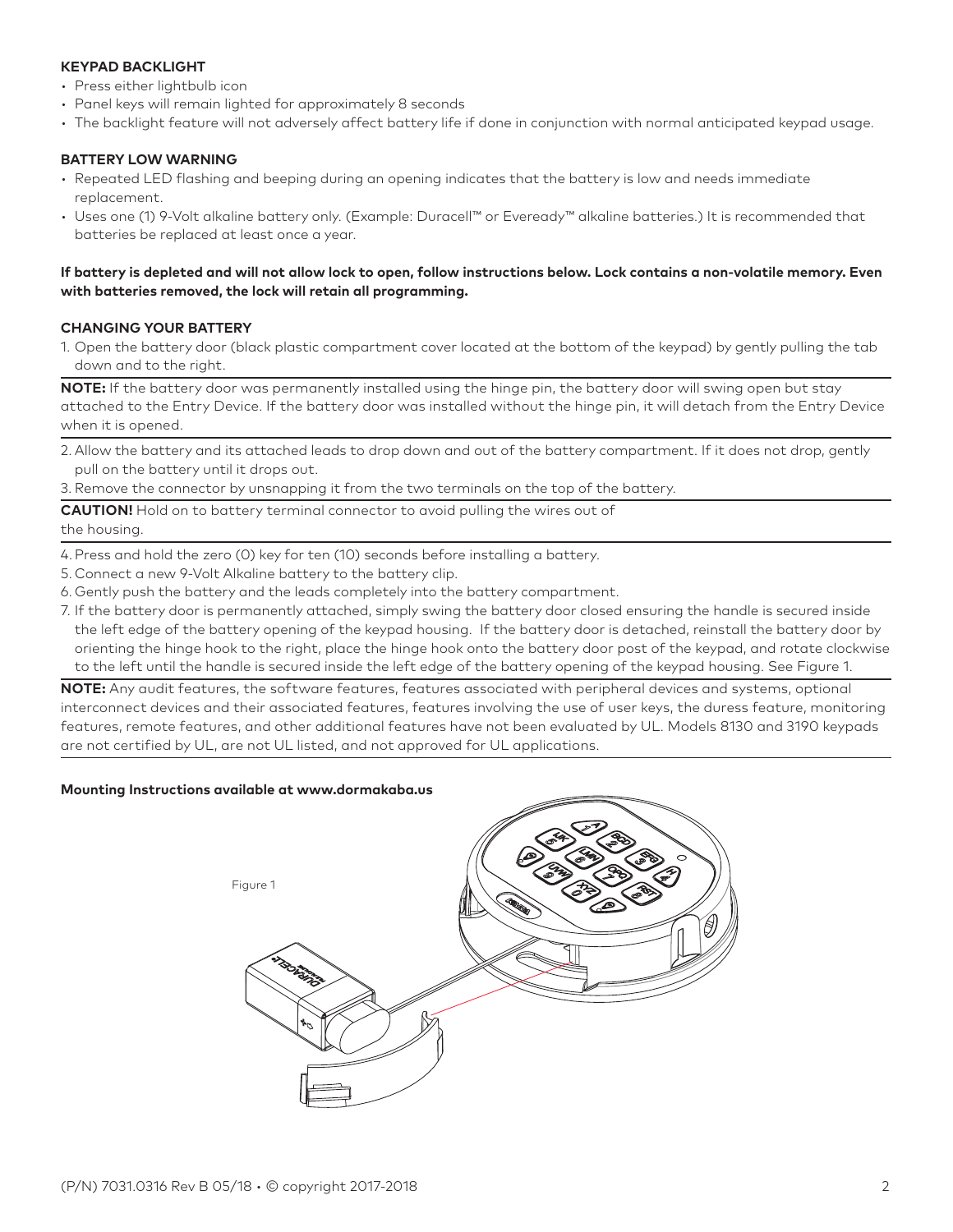### KEYPAD BACKLIGHT

- Press either lightbulb icon
- Panel keys will remain lighted for approximately 8 seconds
- The backlight feature will not adversely affect battery life if done in conjunction with normal anticipated keypad usage.

### BATTERY LOW WARNING

- Repeated LED flashing and beeping during an opening indicates that the battery is low and needs immediate replacement.
- Uses one (1) 9-Volt alkaline battery only. (Example: Duracell™ or Eveready™ alkaline batteries.) It is recommended that batteries be replaced at least once a year.

**If battery is depleted and will not allow lock to open, follow instructions below. Lock contains a non-volatile memory. Even with batteries removed, the lock will retain all programming.**

### CHANGING YOUR BATTERY

1. Open the battery door (black plastic compartment cover located at the bottom of the keypad) by gently pulling the tab down and to the right.

**NOTE:** If the battery door was permanently installed using the hinge pin, the battery door will swing open but stay attached to the Entry Device. If the battery door was installed without the hinge pin, it will detach from the Entry Device when it is opened.

2. Allow the battery and its attached leads to drop down and out of the battery compartment. If it does not drop, gently pull on the battery until it drops out.
3. Remove the connector by unsnapping it from the two terminals on the top of the battery.

**CAUTION!** Hold on to battery terminal connector to avoid pulling the wires out of the housing.

4. Press and hold the zero (0) key for ten (10) seconds before installing a battery.
5. Connect a new 9-Volt Alkaline battery to the battery clip.
6. Gently push the battery and the leads completely into the battery compartment.
7. If the battery door is permanently attached, simply swing the battery door closed ensuring the handle is secured inside the left edge of the battery opening of the keypad housing. If the battery door is detached, reinstall the battery door by orienting the hinge hook to the right, place the hinge hook onto the battery door post of the keypad, and rotate clockwise to the left until the handle is secured inside the left edge of the battery opening of the keypad housing. See Figure 1.

**NOTE:** Any audit features, the software features, features associated with peripheral devices and systems, optional interconnect devices and their associated features, features involving the use of user keys, the duress feature, monitoring features, remote features, and other additional features have not been evaluated by UL. Models 8130 and 3190 keypads are not certified by UL, are not UL listed, and not approved for UL applications.

**Mounting Instructions available at www.dormakaba.us**

Figure 1

(P/N) 7031.0316 Rev B 05/18 • © copyright 2017-2018